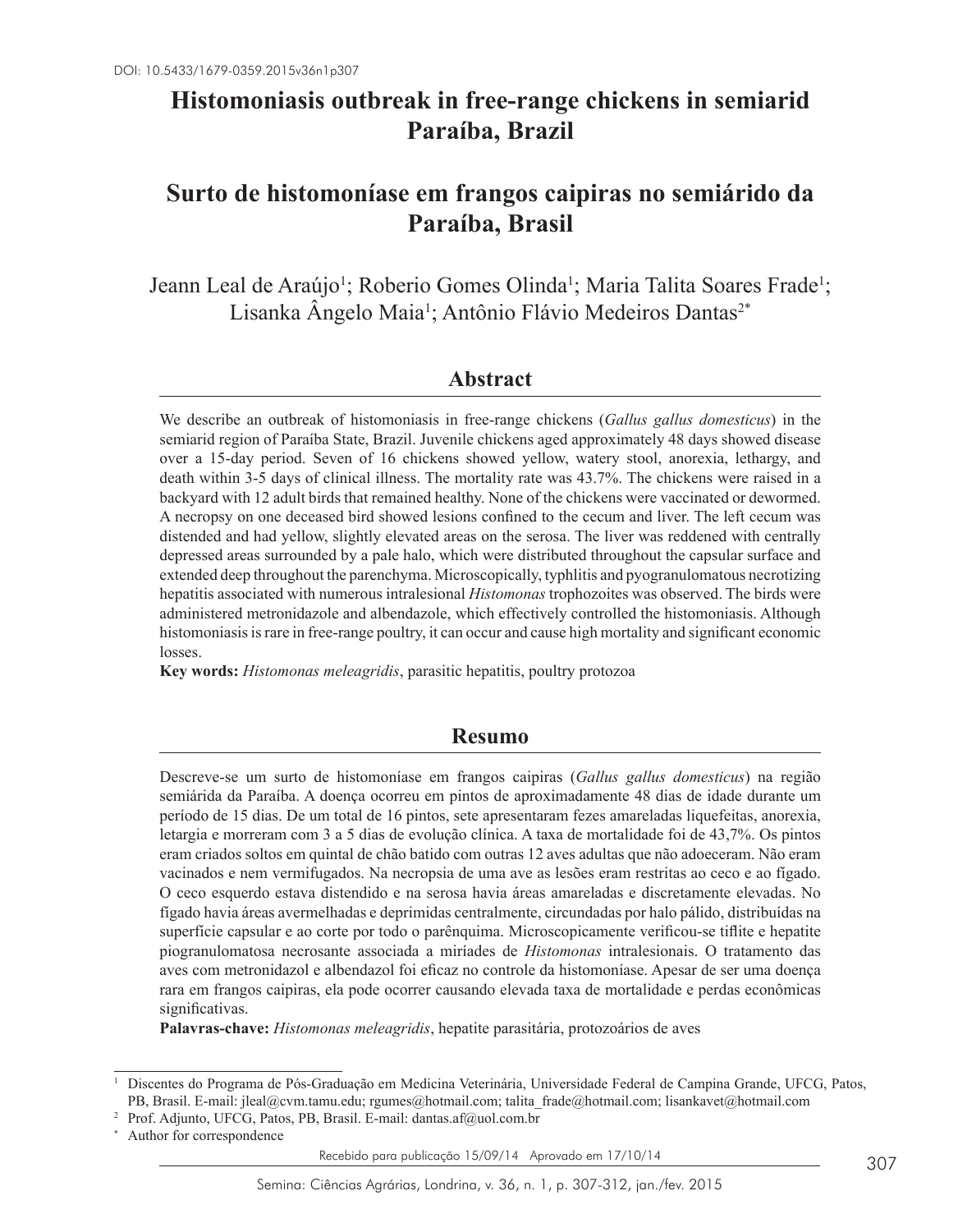DOI: 10.5433/1679-0359.2015v36n1p307

# Histomoniasis outbreak in free-range chickens in semiarid Paraíba, Brazil

# Surto de histomoníase em frangos caipiras no semiárido da Paraíba, Brasil

Jeann Leal de Araújo[1]; Roberio Gomes Olinda[1]; Maria Talita Soares Frade[1]; Lisanka Ângelo Maia[1]; Antônio Flávio Medeiros Dantas[2*]

## Abstract

We describe an outbreak of histomoniasis in free-range chickens (*Gallus gallus domesticus*) in the semiarid region of Paraíba State, Brazil. Juvenile chickens aged approximately 48 days showed disease over a 15-day period. Seven of 16 chickens showed yellow, watery stool, anorexia, lethargy, and death within 3-5 days of clinical illness. The mortality rate was 43.7%. The chickens were raised in a backyard with 12 adult birds that remained healthy. None of the chickens were vaccinated or dewormed. A necropsy on one deceased bird showed lesions confined to the cecum and liver. The left cecum was distended and had yellow, slightly elevated areas on the serosa. The liver was reddened with centrally depressed areas surrounded by a pale halo, which were distributed throughout the capsular surface and extended deep throughout the parenchyma. Microscopically, typhlitis and pyogranulomatous necrotizing hepatitis associated with numerous intralesional *Histomonas* trophozoites was observed. The birds were administered metronidazole and albendazole, which effectively controlled the histomoniasis. Although histomoniasis is rare in free-range poultry, it can occur and cause high mortality and significant economic losses.

**Key words:** *Histomonas meleagridis*, parasitic hepatitis, poultry protozoa

## Resumo

Descreve-se um surto de histomoníase em frangos caipiras (*Gallus gallus domesticus*) na região semiárida da Paraíba. A doença ocorreu em pintos de aproximadamente 48 dias de idade durante um período de 15 dias. De um total de 16 pintos, sete apresentaram fezes amareladas liquefeitas, anorexia, letargia e morreram com 3 a 5 dias de evolução clínica. A taxa de mortalidade foi de 43,7%. Os pintos eram criados soltos em quintal de chão batido com outras 12 aves adultas que não adoeceram. Não eram vacinados e nem vermifugados. Na necropsia de uma ave as lesões eram restritas ao ceco e ao fígado. O ceco esquerdo estava distendido e na serosa havia áreas amareladas e discretamente elevadas. No fígado havia áreas avermelhadas e deprimidas centralmente, circundadas por halo pálido, distribuídas na superfície capsular e ao corte por todo o parênquima. Microscopicamente verificou-se tiflite e hepatite piogranulomatosa necrosante associada a miríades de *Histomonas* intralesionais. O tratamento das aves com metronidazol e albendazol foi eficaz no controle da histomoníase. Apesar de ser uma doença rara em frangos caipiras, ela pode ocorrer causando elevada taxa de mortalidade e perdas econômicas significativas.

**Palavras-chave:** *Histomonas meleagridis*, hepatite parasitária, protozoários de aves

---

[1] Discentes do Programa de Pós-Graduação em Medicina Veterinária, Universidade Federal de Campina Grande, UFCG, Patos, PB, Brasil. E-mail: jleal@cvm.tamu.edu; rgumes@hotmail.com; talita_frade@hotmail.com; lisankavet@hotmail.com

[2] Prof. Adjunto, UFCG, Patos, PB, Brasil. E-mail: dantas.af@uol.com.br

[*] Author for correspondence

Recebido para publicação 15/09/14 Aprovado em 17/10/14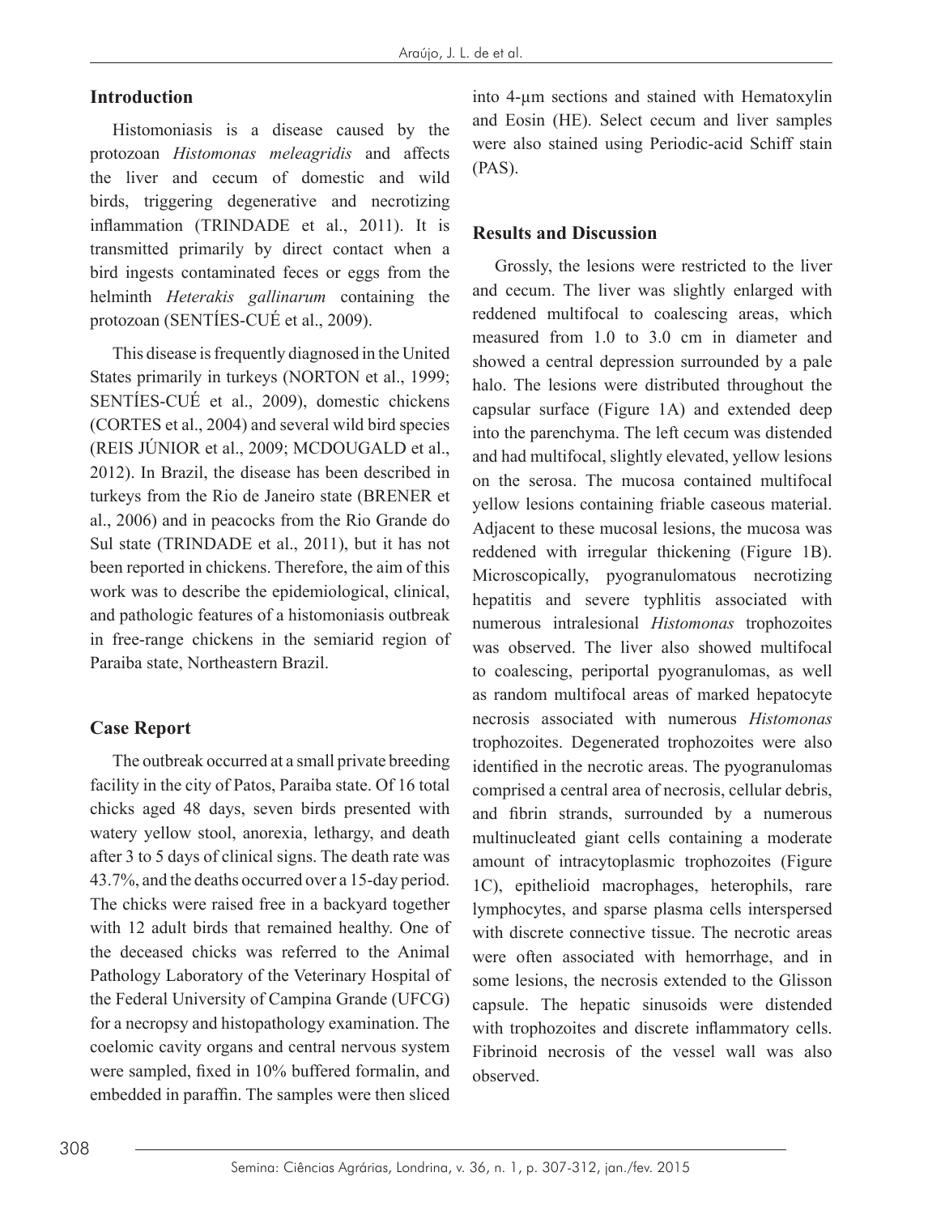## Introduction

Histomoniasis is a disease caused by the protozoan *Histomonas meleagridis* and affects the liver and cecum of domestic and wild birds, triggering degenerative and necrotizing inflammation (TRINDADE et al., 2011). It is transmitted primarily by direct contact when a bird ingests contaminated feces or eggs from the helminth *Heterakis gallinarum* containing the protozoan (SENTÍES-CUÉ et al., 2009).

This disease is frequently diagnosed in the United States primarily in turkeys (NORTON et al., 1999; SENTÍES-CUÉ et al., 2009), domestic chickens (CORTES et al., 2004) and several wild bird species (REIS JÚNIOR et al., 2009; MCDOUGALD et al., 2012). In Brazil, the disease has been described in turkeys from the Rio de Janeiro state (BRENER et al., 2006) and in peacocks from the Rio Grande do Sul state (TRINDADE et al., 2011), but it has not been reported in chickens. Therefore, the aim of this work was to describe the epidemiological, clinical, and pathologic features of a histomoniasis outbreak in free-range chickens in the semiarid region of Paraiba state, Northeastern Brazil.

## Case Report

The outbreak occurred at a small private breeding facility in the city of Patos, Paraiba state. Of 16 total chicks aged 48 days, seven birds presented with watery yellow stool, anorexia, lethargy, and death after 3 to 5 days of clinical signs. The death rate was 43.7%, and the deaths occurred over a 15-day period. The chicks were raised free in a backyard together with 12 adult birds that remained healthy. One of the deceased chicks was referred to the Animal Pathology Laboratory of the Veterinary Hospital of the Federal University of Campina Grande (UFCG) for a necropsy and histopathology examination. The coelomic cavity organs and central nervous system were sampled, fixed in 10% buffered formalin, and embedded in paraffin. The samples were then sliced into 4-μm sections and stained with Hematoxylin and Eosin (HE). Select cecum and liver samples were also stained using Periodic-acid Schiff stain (PAS).

## Results and Discussion

Grossly, the lesions were restricted to the liver and cecum. The liver was slightly enlarged with reddened multifocal to coalescing areas, which measured from 1.0 to 3.0 cm in diameter and showed a central depression surrounded by a pale halo. The lesions were distributed throughout the capsular surface (Figure 1A) and extended deep into the parenchyma. The left cecum was distended and had multifocal, slightly elevated, yellow lesions on the serosa. The mucosa contained multifocal yellow lesions containing friable caseous material. Adjacent to these mucosal lesions, the mucosa was reddened with irregular thickening (Figure 1B). Microscopically, pyogranulomatous necrotizing hepatitis and severe typhlitis associated with numerous intralesional *Histomonas* trophozoites was observed. The liver also showed multifocal to coalescing, periportal pyogranulomas, as well as random multifocal areas of marked hepatocyte necrosis associated with numerous *Histomonas* trophozoites. Degenerated trophozoites were also identified in the necrotic areas. The pyogranulomas comprised a central area of necrosis, cellular debris, and fibrin strands, surrounded by a numerous multinucleated giant cells containing a moderate amount of intracytoplasmic trophozoites (Figure 1C), epithelioid macrophages, heterophils, rare lymphocytes, and sparse plasma cells interspersed with discrete connective tissue. The necrotic areas were often associated with hemorrhage, and in some lesions, the necrosis extended to the Glisson capsule. The hepatic sinusoids were distended with trophozoites and discrete inflammatory cells. Fibrinoid necrosis of the vessel wall was also observed.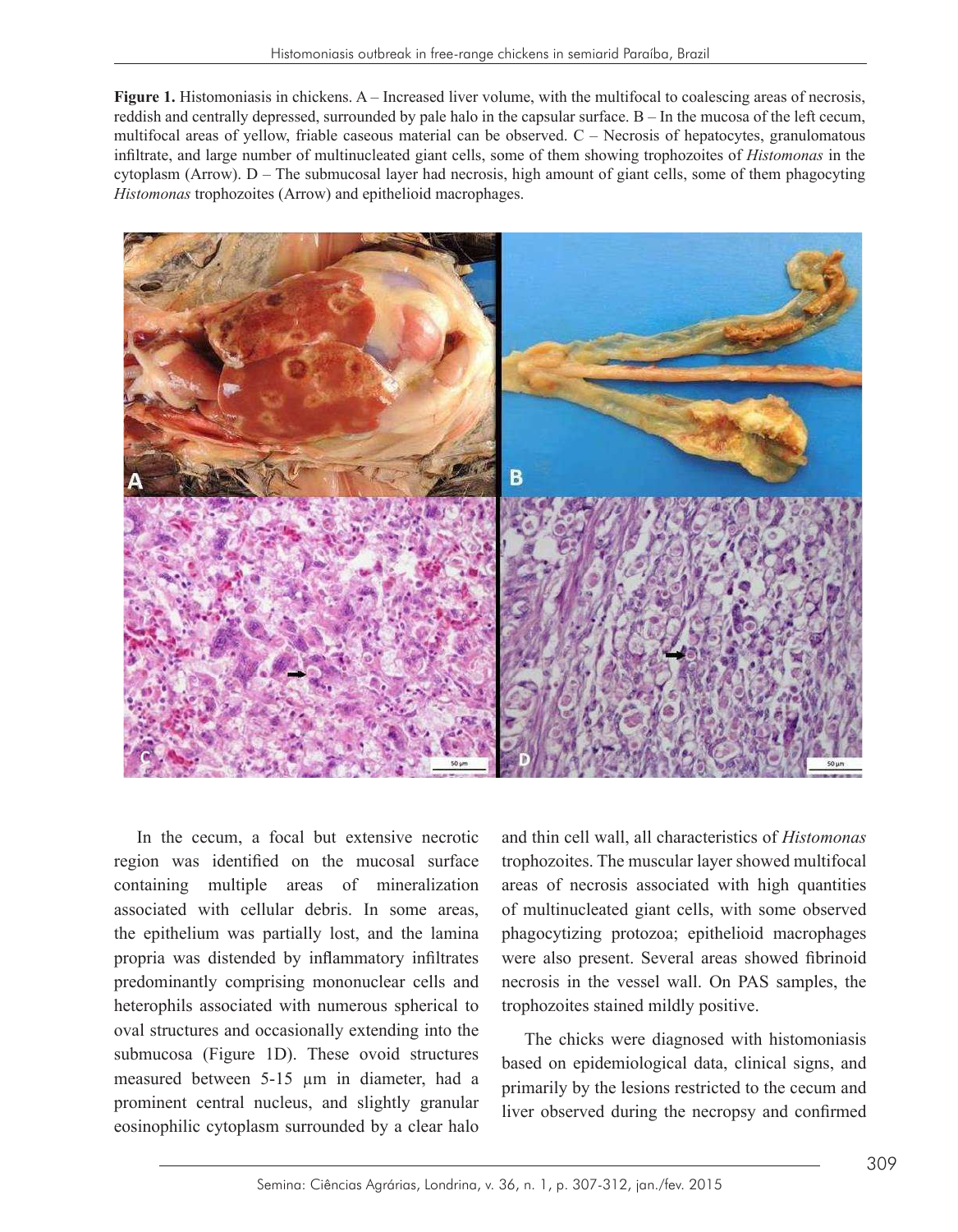**Figure 1.** Histomoniasis in chickens. A – Increased liver volume, with the multifocal to coalescing areas of necrosis, reddish and centrally depressed, surrounded by pale halo in the capsular surface. B – In the mucosa of the left cecum, multifocal areas of yellow, friable caseous material can be observed. C – Necrosis of hepatocytes, granulomatous infiltrate, and large number of multinucleated giant cells, some of them showing trophozoites of *Histomonas* in the cytoplasm (Arrow). D – The submucosal layer had necrosis, high amount of giant cells, some of them phagocyting *Histomonas* trophozoites (Arrow) and epithelioid macrophages.

In the cecum, a focal but extensive necrotic region was identified on the mucosal surface containing multiple areas of mineralization associated with cellular debris. In some areas, the epithelium was partially lost, and the lamina propria was distended by inflammatory infiltrates predominantly comprising mononuclear cells and heterophils associated with numerous spherical to oval structures and occasionally extending into the submucosa (Figure 1D). These ovoid structures measured between 5-15 µm in diameter, had a prominent central nucleus, and slightly granular eosinophilic cytoplasm surrounded by a clear halo and thin cell wall, all characteristics of *Histomonas* trophozoites. The muscular layer showed multifocal areas of necrosis associated with high quantities of multinucleated giant cells, with some observed phagocytizing protozoa; epithelioid macrophages were also present. Several areas showed fibrinoid necrosis in the vessel wall. On PAS samples, the trophozoites stained mildly positive.

The chicks were diagnosed with histomoniasis based on epidemiological data, clinical signs, and primarily by the lesions restricted to the cecum and liver observed during the necropsy and confirmed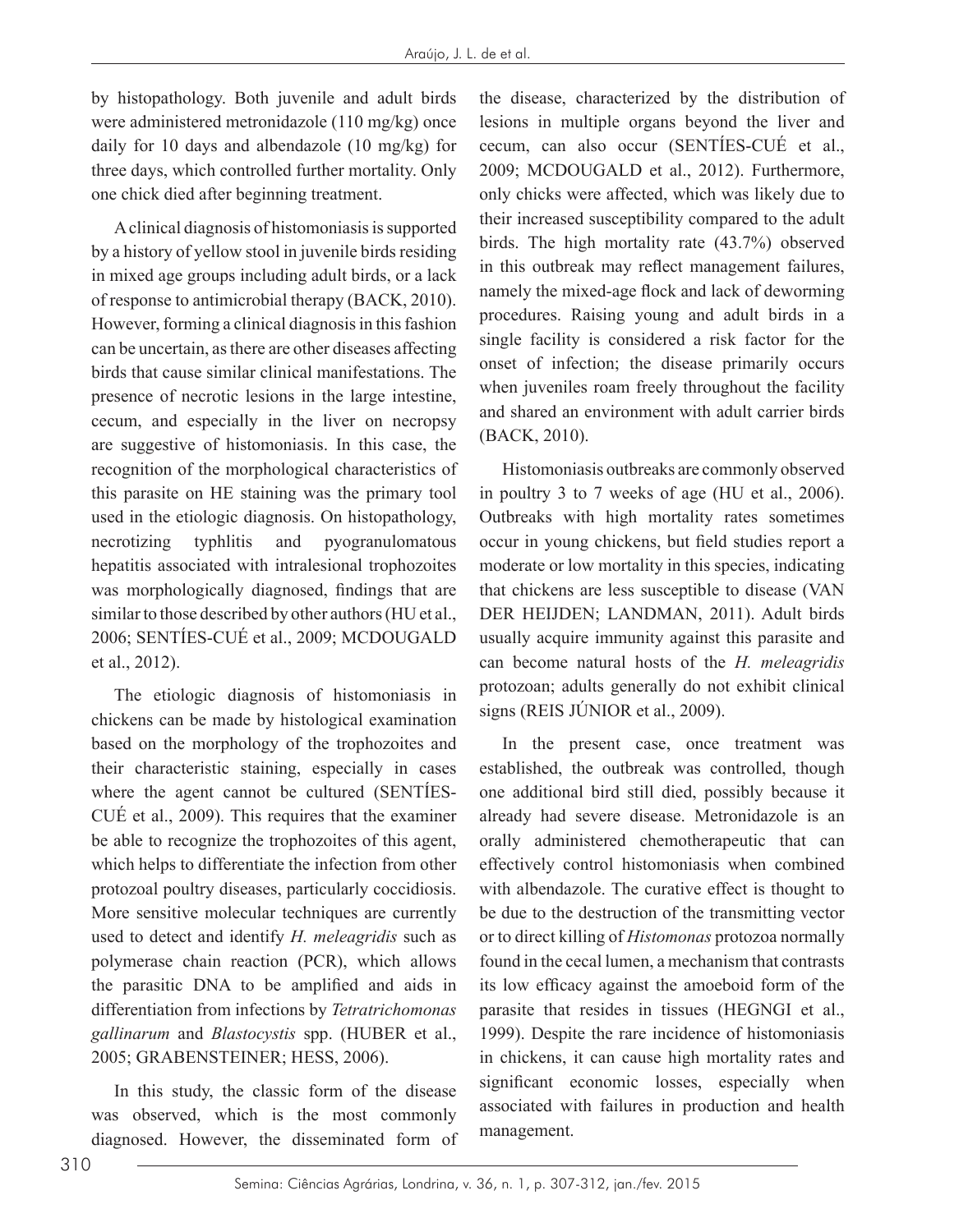by histopathology. Both juvenile and adult birds were administered metronidazole (110 mg/kg) once daily for 10 days and albendazole (10 mg/kg) for three days, which controlled further mortality. Only one chick died after beginning treatment.

A clinical diagnosis of histomoniasis is supported by a history of yellow stool in juvenile birds residing in mixed age groups including adult birds, or a lack of response to antimicrobial therapy (BACK, 2010). However, forming a clinical diagnosis in this fashion can be uncertain, as there are other diseases affecting birds that cause similar clinical manifestations. The presence of necrotic lesions in the large intestine, cecum, and especially in the liver on necropsy are suggestive of histomoniasis. In this case, the recognition of the morphological characteristics of this parasite on HE staining was the primary tool used in the etiologic diagnosis. On histopathology, necrotizing typhlitis and pyogranulomatous hepatitis associated with intralesional trophozoites was morphologically diagnosed, findings that are similar to those described by other authors (HU et al., 2006; SENTÍES-CUÉ et al., 2009; MCDOUGALD et al., 2012).

The etiologic diagnosis of histomoniasis in chickens can be made by histological examination based on the morphology of the trophozoites and their characteristic staining, especially in cases where the agent cannot be cultured (SENTÍES-CUÉ et al., 2009). This requires that the examiner be able to recognize the trophozoites of this agent, which helps to differentiate the infection from other protozoal poultry diseases, particularly coccidiosis. More sensitive molecular techniques are currently used to detect and identify *H. meleagridis* such as polymerase chain reaction (PCR), which allows the parasitic DNA to be amplified and aids in differentiation from infections by *Tetratrichomonas gallinarum* and *Blastocystis* spp. (HUBER et al., 2005; GRABENSTEINER; HESS, 2006).

In this study, the classic form of the disease was observed, which is the most commonly diagnosed. However, the disseminated form of the disease, characterized by the distribution of lesions in multiple organs beyond the liver and cecum, can also occur (SENTÍES-CUÉ et al., 2009; MCDOUGALD et al., 2012). Furthermore, only chicks were affected, which was likely due to their increased susceptibility compared to the adult birds. The high mortality rate (43.7%) observed in this outbreak may reflect management failures, namely the mixed-age flock and lack of deworming procedures. Raising young and adult birds in a single facility is considered a risk factor for the onset of infection; the disease primarily occurs when juveniles roam freely throughout the facility and shared an environment with adult carrier birds (BACK, 2010).

Histomoniasis outbreaks are commonly observed in poultry 3 to 7 weeks of age (HU et al., 2006). Outbreaks with high mortality rates sometimes occur in young chickens, but field studies report a moderate or low mortality in this species, indicating that chickens are less susceptible to disease (VAN DER HEIJDEN; LANDMAN, 2011). Adult birds usually acquire immunity against this parasite and can become natural hosts of the *H. meleagridis* protozoan; adults generally do not exhibit clinical signs (REIS JÚNIOR et al., 2009).

In the present case, once treatment was established, the outbreak was controlled, though one additional bird still died, possibly because it already had severe disease. Metronidazole is an orally administered chemotherapeutic that can effectively control histomoniasis when combined with albendazole. The curative effect is thought to be due to the destruction of the transmitting vector or to direct killing of *Histomonas* protozoa normally found in the cecal lumen, a mechanism that contrasts its low efficacy against the amoeboid form of the parasite that resides in tissues (HEGNGI et al., 1999). Despite the rare incidence of histomoniasis in chickens, it can cause high mortality rates and significant economic losses, especially when associated with failures in production and health management.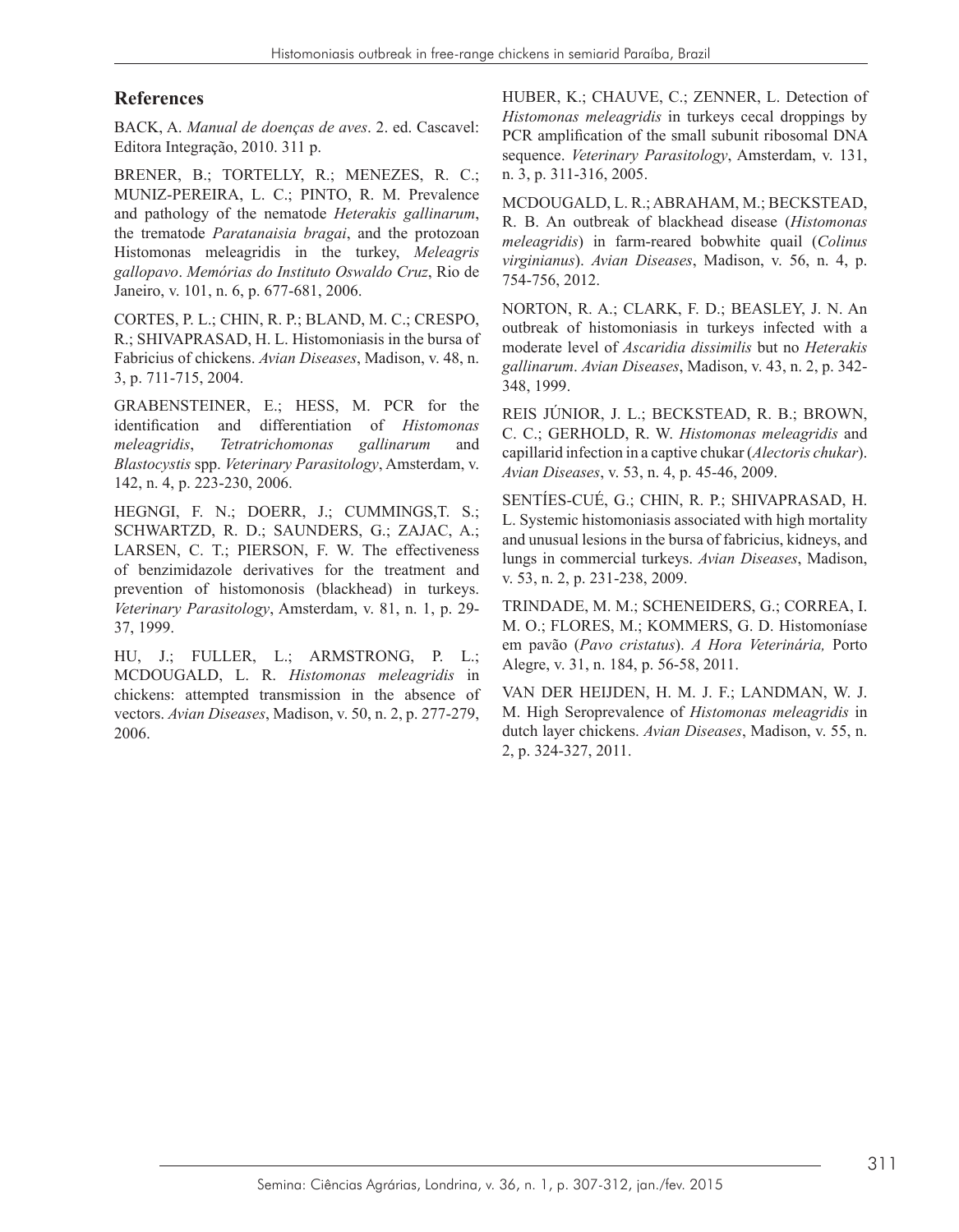## References

BACK, A. *Manual de doenças de aves*. 2. ed. Cascavel: Editora Integração, 2010. 311 p.

BRENER, B.; TORTELLY, R.; MENEZES, R. C.; MUNIZ-PEREIRA, L. C.; PINTO, R. M. Prevalence and pathology of the nematode *Heterakis gallinarum*, the trematode *Paratanaisia bragai*, and the protozoan Histomonas meleagridis in the turkey, *Meleagris gallopavo*. *Memórias do Instituto Oswaldo Cruz*, Rio de Janeiro, v. 101, n. 6, p. 677-681, 2006.

CORTES, P. L.; CHIN, R. P.; BLAND, M. C.; CRESPO, R.; SHIVAPRASAD, H. L. Histomoniasis in the bursa of Fabricius of chickens. *Avian Diseases*, Madison, v. 48, n. 3, p. 711-715, 2004.

GRABENSTEINER, E.; HESS, M. PCR for the identification and differentiation of *Histomonas meleagridis*, *Tetratrichomonas gallinarum* and *Blastocystis* spp. *Veterinary Parasitology*, Amsterdam, v. 142, n. 4, p. 223-230, 2006.

HEGNGI, F. N.; DOERR, J.; CUMMINGS,T. S.; SCHWARTZD, R. D.; SAUNDERS, G.; ZAJAC, A.; LARSEN, C. T.; PIERSON, F. W. The effectiveness of benzimidazole derivatives for the treatment and prevention of histomonosis (blackhead) in turkeys. *Veterinary Parasitology*, Amsterdam, v. 81, n. 1, p. 29-37, 1999.

HU, J.; FULLER, L.; ARMSTRONG, P. L.; MCDOUGALD, L. R. *Histomonas meleagridis* in chickens: attempted transmission in the absence of vectors. *Avian Diseases*, Madison, v. 50, n. 2, p. 277-279, 2006.

HUBER, K.; CHAUVE, C.; ZENNER, L. Detection of *Histomonas meleagridis* in turkeys cecal droppings by PCR amplification of the small subunit ribosomal DNA sequence. *Veterinary Parasitology*, Amsterdam, v. 131, n. 3, p. 311-316, 2005.

MCDOUGALD, L. R.; ABRAHAM, M.; BECKSTEAD, R. B. An outbreak of blackhead disease (*Histomonas meleagridis*) in farm-reared bobwhite quail (*Colinus virginianus*). *Avian Diseases*, Madison, v. 56, n. 4, p. 754-756, 2012.

NORTON, R. A.; CLARK, F. D.; BEASLEY, J. N. An outbreak of histomoniasis in turkeys infected with a moderate level of *Ascaridia dissimilis* but no *Heterakis gallinarum*. *Avian Diseases*, Madison, v. 43, n. 2, p. 342-348, 1999.

REIS JÚNIOR, J. L.; BECKSTEAD, R. B.; BROWN, C. C.; GERHOLD, R. W. *Histomonas meleagridis* and capillarid infection in a captive chukar (*Alectoris chukar*). *Avian Diseases*, v. 53, n. 4, p. 45-46, 2009.

SENTÍES-CUÉ, G.; CHIN, R. P.; SHIVAPRASAD, H. L. Systemic histomoniasis associated with high mortality and unusual lesions in the bursa of fabricius, kidneys, and lungs in commercial turkeys. *Avian Diseases*, Madison, v. 53, n. 2, p. 231-238, 2009.

TRINDADE, M. M.; SCHENEIDERS, G.; CORREA, I. M. O.; FLORES, M.; KOMMERS, G. D. Histomoníase em pavão (*Pavo cristatus*). *A Hora Veterinária,* Porto Alegre, v. 31, n. 184, p. 56-58, 2011.

VAN DER HEIJDEN, H. M. J. F.; LANDMAN, W. J. M. High Seroprevalence of *Histomonas meleagridis* in dutch layer chickens. *Avian Diseases*, Madison, v. 55, n. 2, p. 324-327, 2011.